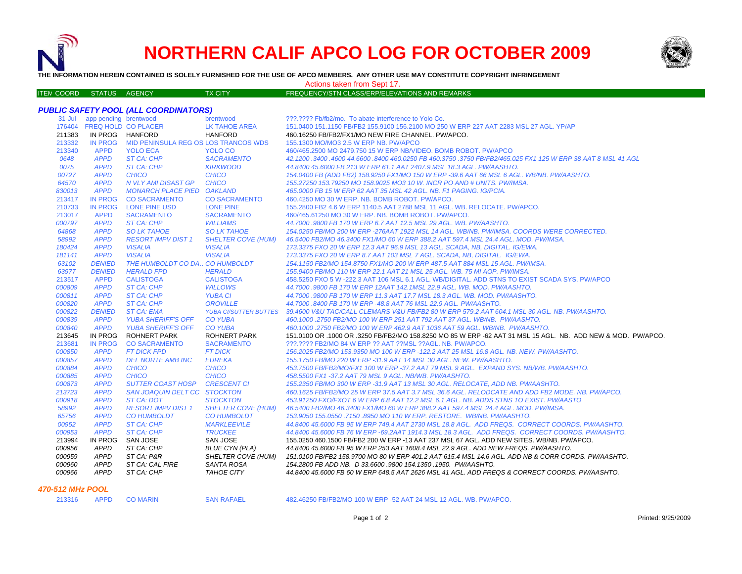# NORTHERN CALIF APCO LOG FOR OCTOBER 2009

**THE INFORMATION HEREIN CONTAINED IS SOLELY FURNISHED FOR THE USE OF APCO MEMBERS. ANY OTHER USE MAY CONSTITUTE COPYRIGHT INFRINGEMENT**

Actions taken from Sept 17.

| ITEM COORD | STATUS | AGENCY | TX CITY | FREQUENCY/STN CLASS/ERP/ELEVATIONS AND REMARKS |
|---|---|---|---|---|

### *PUBLIC SAFETY POOL (ALL COORDINATORS)*

| ITEM COORD | STATUS | AGENCY | TX CITY | FREQUENCY/STN CLASS/ERP/ELEVATIONS AND REMARKS |
|---|---|---|---|---|
| 31-Jul | app pending | brentwood | brentwood | ???.???? Fb/fb2/mo. To abate interference to Yolo Co. |
| 176404 | FREQ HOLD | CO PLACER | LK TAHOE AREA | 151.0400 151.1150 FB/FB2 155.9100 156.2100 MO 250 W ERP 227 AAT 2283 MSL 27 AGL. YP/AP |
| 211383 | IN PROG | HANFORD | HANFORD | 460.16250 FB/FB2/FX1/MO NEW FIRE CHANNEL. PW/APCO. |
| 213332 | IN PROG | MID PENINSULA REG OS | LOS TRANCOS WDS | 155.1300 MO/MO3 2.5 W ERP NB. PW/APCO |
| 213340 | APPD | YOLO ECA | YOLO CO | 460/465.2500 MO 2479.750 15 W ERP NB/VIDEO. BOMB ROBOT. PW/APCO |
| 0648 | APPD | ST CA: CHP | SACRAMENTO | 42.1200 .3400 .4600 44.6600 .8400 460.0250 FB 460.3750 .3750 FB/FB2/465.025 FX1 125 W ERP 38 AAT 8 MSL 41 AGL |
| 0075 | APPD | ST CA: CHP | KIRKWOOD | 44.8400 45.6000 FB 213 W ERP 61.1 AAT 2407.9 MSL 18.3 AGL. PW/AASHTO. |
| 00727 | APPD | CHICO | CHICO | 154.0400 FB (ADD FB2) 158.9250 FX1/MO 150 W ERP -39.6 AAT 66 MSL 6 AGL. WB/NB. PW/AASHTO. |
| 64570 | APPD | N VLY AMI DISAST GP | CHICO | 155.27250 153.79250 MO 158.9025 MO3 10 W. INCR PO AND # UNITS. PW/IMSA. |
| 830013 | APPD | MONARCH PLACE PIED | OAKLAND | 465.0000 FB 15 W ERP 62 AAT 35 MSL 42 AGL. NB. F1 PAGING. IG/PCIA. |
| 213417 | IN PROG | CO SACRAMENTO | CO SACRAMENTO | 460.4250 MO 30 W ERP. NB. BOMB ROBOT. PW/APCO. |
| 210733 | IN PROG | LONE PINE USD | LONE PINE | 155.2800 FB2 4.6 W ERP 1140.5 AAT 2788 MSL 11 AGL. WB. RELOCATE. PW/APCO. |
| 213017 | APPD | SACRAMENTO | SACRAMENTO | 460/465.61250 MO 30 W ERP. NB. BOMB ROBOT. PW/APCO. |
| 000797 | APPD | ST CA: CHP | WILLIAMS | 44.7000 .9800 FB 170 W ERP 6.7 AAT 12.5 MSL 29 AGL. WB. PW/AASHTO. |
| 64868 | APPD | SO LK TAHOE | SO LK TAHOE | 154.0250 FB/MO 200 W ERP -276AAT 1922 MSL 14 AGL. WB/NB. PW/IMSA. COORDS WERE CORRECTED. |
| 58992 | APPD | RESORT IMPV DIST 1 | SHELTER COVE (HUM) | 46.5400 FB2/MO 46.3400 FX1/MO 60 W ERP 388.2 AAT 597.4 MSL 24.4 AGL. MOD. PW/IMSA. |
| 180424 | APPD | VISALIA | VISALIA | 173.3375 FXO 20 W ERP 12.3 AAT 96.9 MSL 13 AGL. SCADA, NB, DIGITAL. IG/EWA. |
| 181141 | APPD | VISALIA | VISALIA | 173.3375 FXO 20 W ERP 8.7 AAT 103 MSL 7 AGL. SCADA, NB, DIGITAL. IG/EWA. |
| 63102 | DENIED | THE HUMBOLDT CO DA.. | CO HUMBOLDT | 154.1150 FB2/MO 154.8750 FX1/MO 200 W ERP 487.5 AAT 884 MSL 15 AGL. PW/IMSA. |
| 63977 | DENIED | HERALD FPD | HERALD | 155.9400 FB/MO 110 W ERP 22.1 AAT 21 MSL 25 AGL. WB. 75 MI AOP. PW/IMSA. |
| 213517 | APPD | CALISTOGA | CALISTOGA | 458.5250 FXO 5 W -222.3 AAT 106 MSL 6.1 AGL. WB/DIGITAL. ADD STNS TO EXIST SCADA SYS. PW/APCO |
| 000809 | APPD | ST CA: CHP | WILLOWS | 44.7000 .9800 FB 170 W ERP 12AAT 142.1MSL 22.9 AGL. WB. MOD. PW/AASHTO. |
| 000811 | APPD | ST CA: CHP | YUBA CI | 44.7000 .9800 FB 170 W ERP 11.3 AAT 17.7 MSL 18.3 AGL. WB. MOD. PW/AASHTO. |
| 000820 | APPD | ST CA: CHP | OROVILLE | 44.7000 .8400 FB 170 W ERP -48.8 AAT 76 MSL 22.9 AGL. PW/AASHTO. |
| 000822 | DENIED | ST CA: EMA | YUBA CI/SUTTER BUTTES | 39.4600 V&U TAC/CALL CLEMARS V&U FB/FB2 80 W ERP 579.2 AAT 604.1 MSL 30 AGL. NB. PW/AASHTO. |
| 000839 | APPD | YUBA SHERIFF'S OFF | CO YUBA | 460.1000 .2750 FB2/MO 100 W ERP 251 AAT 792 AAT 37 AGL. WB/NB. PW/AASHTO. |
| 000840 | APPD | YUBA SHERIFF'S OFF | CO YUBA | 460.1000 .2750 FB2/MO 100 W ERP 462.9 AAT 1036 AAT 59 AGL. WB/NB. PW/AASHTO. |
| 213645 | IN PROG | ROHNERT PARK | ROHNERT PARK | 151.0100 OR .1000 OR .3250 FB/FB2/MO 158.8250 MO 85 W ERP -62 AAT 31 MSL 15 AGL. NB. ADD NEW & MOD. PW/APCO. |
| 213681 | IN PROG | CO SACRAMENTO | SACRAMENTO | ???.???? FB2/MO 84 W ERP ?? AAT ??MSL ??AGL. NB. PW/APCO. |
| 000850 | APPD | FT DICK FPD | FT DICK | 156.2025 FB2/MO 153.9350 MO 100 W ERP -122.2 AAT 25 MSL 16.8 AGL. NB. NEW. PW/AASHTO. |
| 000857 | APPD | DEL NORTE AMB INC | EUREKA | 155.1750 FB/MO 220 W ERP -31.9 AAT 14 MSL 30 AGL. NEW. PW/AASHTO. |
| 000884 | APPD | CHICO | CHICO | 453.7500 FB/FB2/MO/FX1 100 W ERP -37.2 AAT 79 MSL 9 AGL. EXPAND SYS. NB/WB. PW/AASHTO. |
| 000885 | APPD | CHICO | CHICO | 458.5500 FX1 -37.2 AAT 79 MSL 9 AGL. NB/WB. PW/AASHTO. |
| 000873 | APPD | SUTTER COAST HOSP | CRESCENT CI | 155.2350 FB/MO 300 W ERP -31.9 AAT 13 MSL 30 AGL. RELOCATE, ADD NB. PW/AASHTO. |
| 213723 | APPD | SAN JOAQUIN DELT CC | STOCKTON | 460.1625 FB/FB2/MO 25 W ERP 37.5 AAT 3.7 MSL 36.6 AGL. RELODCATE AND ADD FB2 MODE. NB. PW/APCO. |
| 000918 | APPD | ST CA: DOT | STOCKTON | 453.91250 FXO/FXOT 6 W ERP 6.8 AAT 12.2 MSL 6.1 AGL. NB. ADDS STNS TO EXIST. PW/AASTO |
| 58992 | APPD | RESORT IMPV DIST 1 | SHELTER COVE (HUM) | 46.5400 FB2/MO 46.3400 FX1/MO 60 W ERP 388.2 AAT 597.4 MSL 24.4 AGL. MOD. PW/IMSA. |
| 65756 | APPD | CO HUMBOLDT | CO HUMBOLDT | 153.9050 155.0550 .7150 .8950 MO 110 W ERP. RESTORE. WB/NB. PW/AASHTO. |
| 00952 | APPD | ST CA: CHP | MARKLEEVILE | 44.8400 45.6000 FB 95 W ERP 749.4 AAT 2730 MSL 18.8 AGL. ADD FREQS. CORRECT COORDS. PW/AASHTO. |
| 000953 | APPD | ST CA: CHP | TRUCKEE | 44.8400 45.6000 FB 76 W ERP -69.2AAT 1914.3 MSL 18.3 AGL. ADD FREQS. CORRECT COORDS. PW/AASHTO. |
| 213994 | IN PROG | SAN JOSE | SAN JOSE | 155.0250 460.1500 FB/FB2 200 W ERP -13 AAT 237 MSL 67 AGL. ADD NEW SITES. WB/NB. PW/APCO. |
| 000956 | APPD | ST CA: CHP | BLUE CYN (PLA) | 44.8400 45.6000 FB 95 W ERP 253 AAT 1608.4 MSL 22.9 AGL. ADD NEW FREQS. PW/AASHTO. |
| 000959 | APPD | ST CA: P&R | SHELTER COVE (HUM) | 151.0100 FB/FB2 158.9700 MO 80 W ERP 401.2 AAT 615.4 MSL 14.6 AGL. ADD NB & CORR CORDS. PW/AASHTO. |
| 000960 | APPD | ST CA: CAL FIRE | SANTA ROSA | 154.2800 FB ADD NB. D 33.6600 .9800 154.1350 .1950. PW/AASHTO. |
| 000966 | APPD | ST CA: CHP | TAHOE CITY | 44.8400 45.6000 FB 60 W ERP 648.5 AAT 2626 MSL 41 AGL. ADD FREQS & CORRECT COORDS. PW/AASHTO. |

### *470-512 MHz POOL*

| ITEM COORD | STATUS | AGENCY | TX CITY | FREQUENCY/STN CLASS/ERP/ELEVATIONS AND REMARKS |
|---|---|---|---|---|
| 213316 | APPD | CO MARIN | SAN RAFAEL | 482.46250 FB/FB2/MO 100 W ERP -52 AAT 24 MSL 12 AGL. WB. PW/APCO. |

Printed: 9/25/2009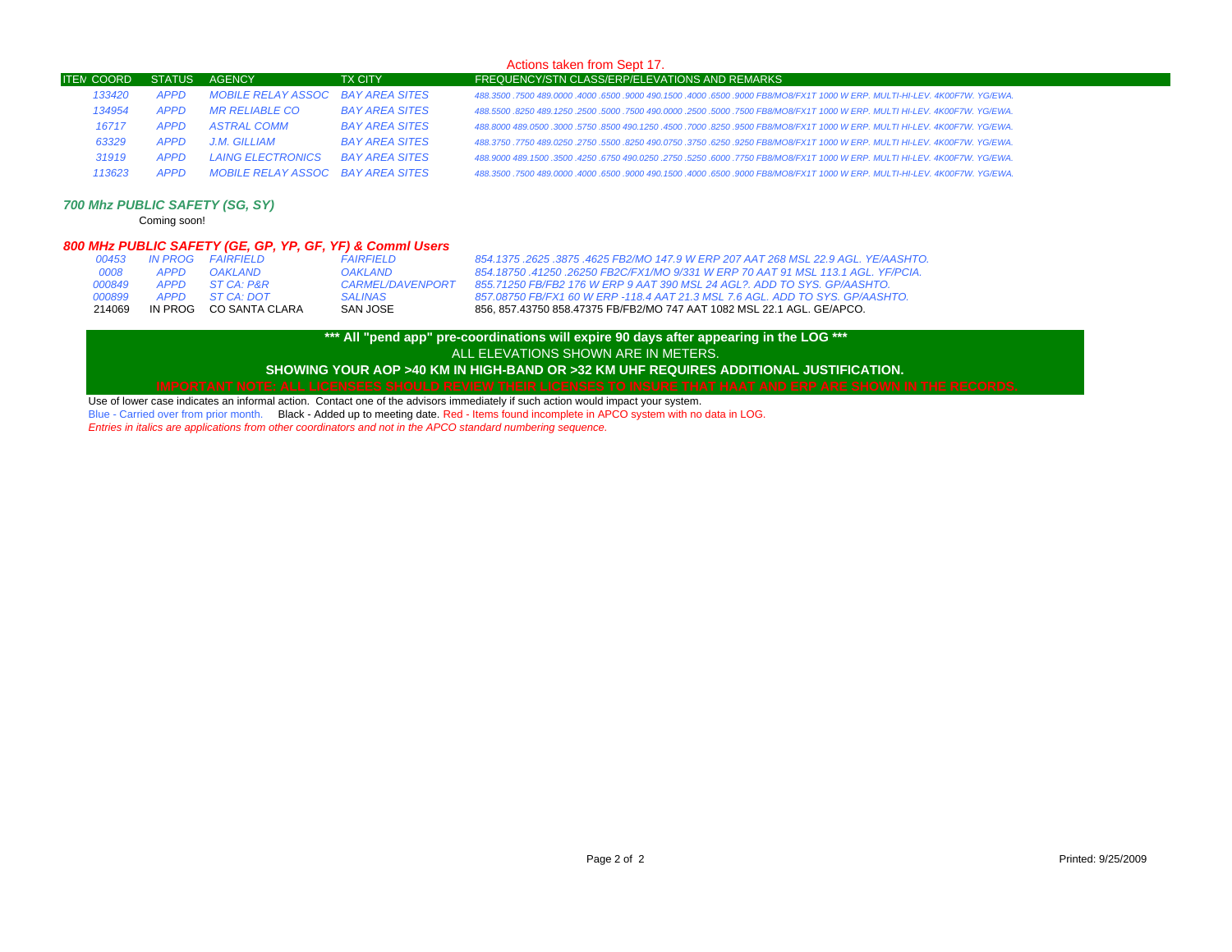Actions taken from Sept 17.

| ITEM COORD | STATUS | AGENCY | TX CITY | FREQUENCY/STN CLASS/ERP/ELEVATIONS AND REMARKS |
|---|---|---|---|---|
| *133420* | *APPD* | *MOBILE RELAY ASSOC* | *BAY AREA SITES* | *488.3500 .7500 489.0000 .4000 .6500 .9000 490.1500 .4000 .6500 .9000 FB8/MO8/FX1T 1000 W ERP. MULTI-HI-LEV. 4K00F7W. YG/EWA.* |
| *134954* | *APPD* | *MR RELIABLE CO* | *BAY AREA SITES* | *488.5500 .8250 489.1250 .2500 .5000 .7500 490.0000 .2500 .5000 .7500 FB8/MO8/FX1T 1000 W ERP. MULTI HI-LEV. 4K00F7W. YG/EWA.* |
| *16717* | *APPD* | *ASTRAL COMM* | *BAY AREA SITES* | *488.8000 489.0500 .3000 .5750 .8500 490.1250 .4500 .7000 .8250 .9500 FB8/MO8/FX1T 1000 W ERP. MULTI HI-LEV. 4K00F7W. YG/EWA.* |
| *63329* | *APPD* | *J.M. GILLIAM* | *BAY AREA SITES* | *488.3750 .7750 489.0250 .2750 .5500 .8250 490.0750 .3750 .6250 .9250 FB8/MO8/FX1T 1000 W ERP. MULTI HI-LEV. 4K00F7W. YG/EWA.* |
| *31919* | *APPD* | *LAING ELECTRONICS* | *BAY AREA SITES* | *488.9000 489.1500 .3500 .4250 .6750 490.0250 .2750 .5250 .6000 .7750 FB8/MO8/FX1T 1000 W ERP. MULTI HI-LEV. 4K00F7W. YG/EWA.* |
| *113623* | *APPD* | *MOBILE RELAY ASSOC* | *BAY AREA SITES* | *488.3500 .7500 489.0000 .4000 .6500 .9000 490.1500 .4000 .6500 .9000 FB8/MO8/FX1T 1000 W ERP. MULTI-HI-LEV. 4K00F7W. YG/EWA.* |

### *700 Mhz PUBLIC SAFETY (SG, SY)*

Coming soon!

### *800 MHz PUBLIC SAFETY (GE, GP, YP, GF, YF) & Comml Users*

| | | | | |
|---|---|---|---|---|
| *00453* | *IN PROG* | *FAIRFIELD* | *FAIRFIELD* | *854.1375 .2625 .3875 .4625 FB2/MO 147.9 W ERP 207 AAT 268 MSL 22.9 AGL. YE/AASHTO.* |
| *0008* | *APPD* | *OAKLAND* | *OAKLAND* | *854.18750 .41250 .26250 FB2C/FX1/MO 9/331 W ERP 70 AAT 91 MSL 113.1 AGL. YF/PCIA.* |
| *000849* | *APPD* | *ST CA: P&R* | *CARMEL/DAVENPORT* | *855.71250 FB/FB2 176 W ERP 9 AAT 390 MSL 24 AGL?. ADD TO SYS. GP/AASHTO.* |
| *000899* | *APPD* | *ST CA: DOT* | *SALINAS* | *857.08750 FB/FX1 60 W ERP -118.4 AAT 21.3 MSL 7.6 AGL. ADD TO SYS. GP/AASHTO.* |
| 214069 | IN PROG | CO SANTA CLARA | SAN JOSE | 856, 857.43750 858.47375 FB/FB2/MO 747 AAT 1082 MSL 22.1 AGL. GE/APCO. |

**\*\*\* All "pend app" pre-coordinations will expire 90 days after appearing in the LOG \*\*\***

ALL ELEVATIONS SHOWN ARE IN METERS.

**SHOWING YOUR AOP >40 KM IN HIGH-BAND OR >32 KM UHF REQUIRES ADDITIONAL JUSTIFICATION.**

**IMPORTANT NOTE: ALL LICENSEES SHOULD REVIEW THEIR LICENSES TO INSURE THAT HAAT AND ERP ARE SHOWN IN THE RECORDS.**

Use of lower case indicates an informal action. Contact one of the advisors immediately if such action would impact your system.

Blue - Carried over from prior month. Black - Added up to meeting date. Red - Items found incomplete in APCO system with no data in LOG.

*Entries in italics are applications from other coordinators and not in the APCO standard numbering sequence.*

Printed: 9/25/2009